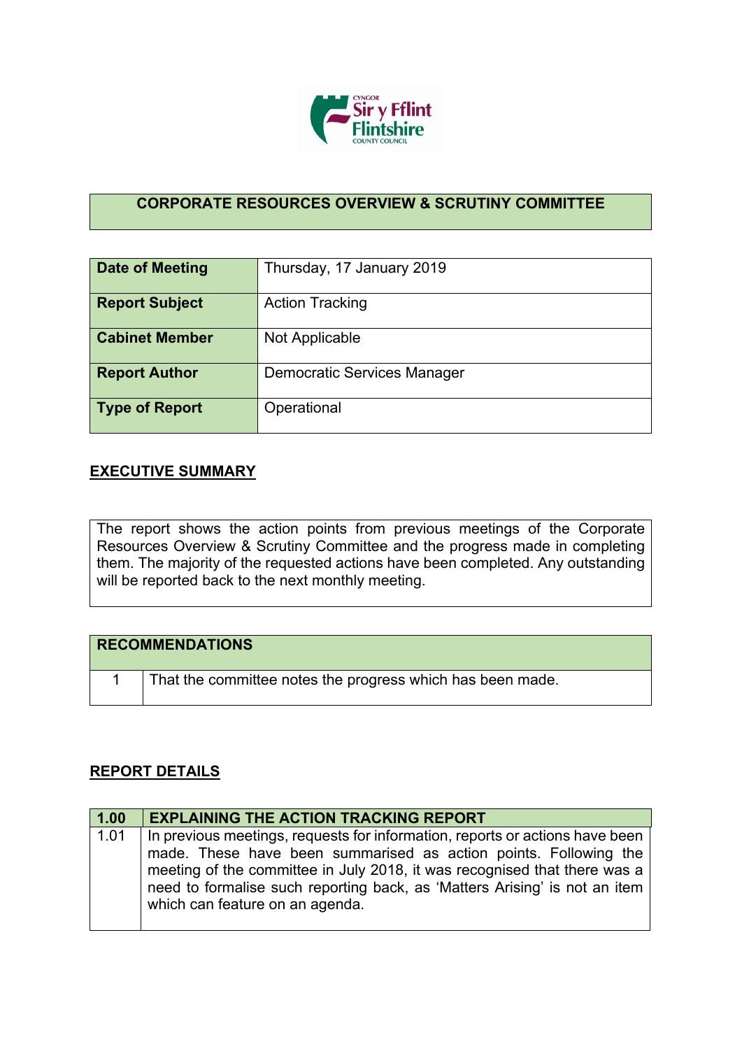## CORPORATE RESOURCES OVERVIEW & SCRUTINY COMMITTEE

| | |
|---|---|
| **Date of Meeting** | Thursday, 17 January 2019 |
| **Report Subject** | Action Tracking |
| **Cabinet Member** | Not Applicable |
| **Report Author** | Democratic Services Manager |
| **Type of Report** | Operational |

## EXECUTIVE SUMMARY

The report shows the action points from previous meetings of the Corporate Resources Overview & Scrutiny Committee and the progress made in completing them. The majority of the requested actions have been completed. Any outstanding will be reported back to the next monthly meeting.

| RECOMMENDATIONS | |
|---|---|
| 1 | That the committee notes the progress which has been made. |

## REPORT DETAILS

| 1.00 | EXPLAINING THE ACTION TRACKING REPORT |
|---|---|
| 1.01 | In previous meetings, requests for information, reports or actions have been made. These have been summarised as action points. Following the meeting of the committee in July 2018, it was recognised that there was a need to formalise such reporting back, as 'Matters Arising' is not an item which can feature on an agenda. |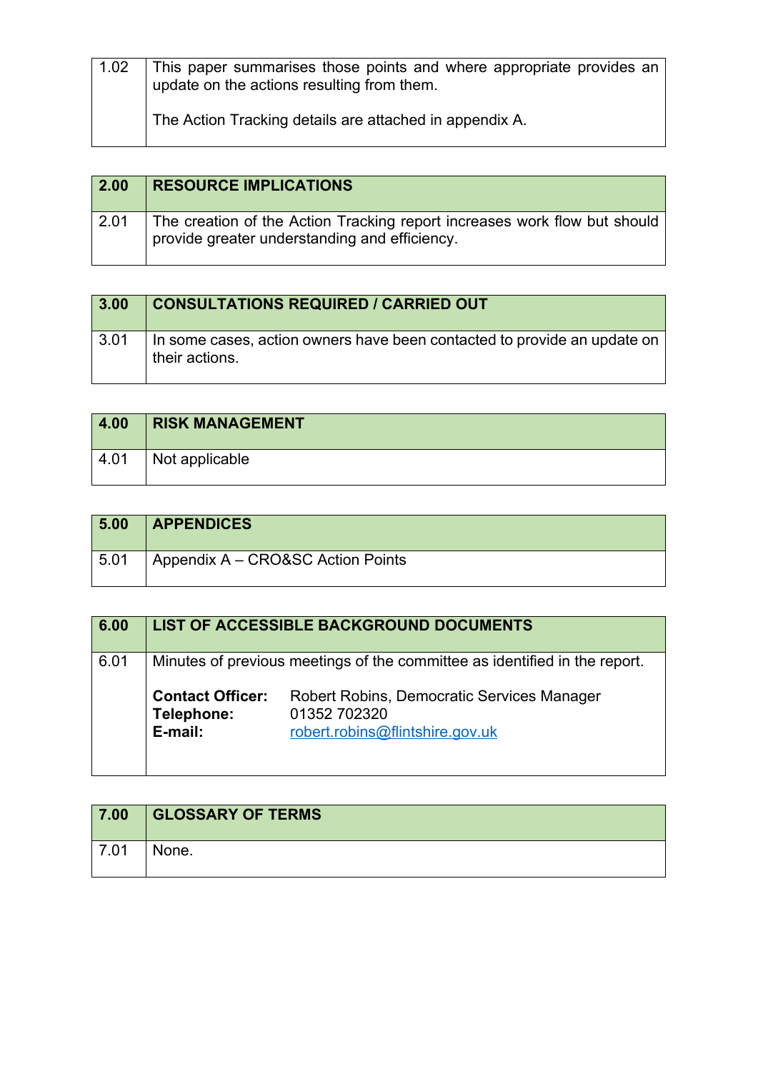| | |
|---|---|
| 1.02 | This paper summarises those points and where appropriate provides an update on the actions resulting from them.<br><br>The Action Tracking details are attached in appendix A. |

| 2.00 | RESOURCE IMPLICATIONS |
|---|---|
| 2.01 | The creation of the Action Tracking report increases work flow but should provide greater understanding and efficiency. |

| 3.00 | CONSULTATIONS REQUIRED / CARRIED OUT |
|---|---|
| 3.01 | In some cases, action owners have been contacted to provide an update on their actions. |

| 4.00 | RISK MANAGEMENT |
|---|---|
| 4.01 | Not applicable |

| 5.00 | APPENDICES |
|---|---|
| 5.01 | Appendix A – CRO&SC Action Points |

| 6.00 | LIST OF ACCESSIBLE BACKGROUND DOCUMENTS |
|---|---|
| 6.01 | Minutes of previous meetings of the committee as identified in the report.<br><br>**Contact Officer:** Robert Robins, Democratic Services Manager<br>**Telephone:** 01352 702320<br>**E-mail:** robert.robins@flintshire.gov.uk |

| 7.00 | GLOSSARY OF TERMS |
|---|---|
| 7.01 | None. |